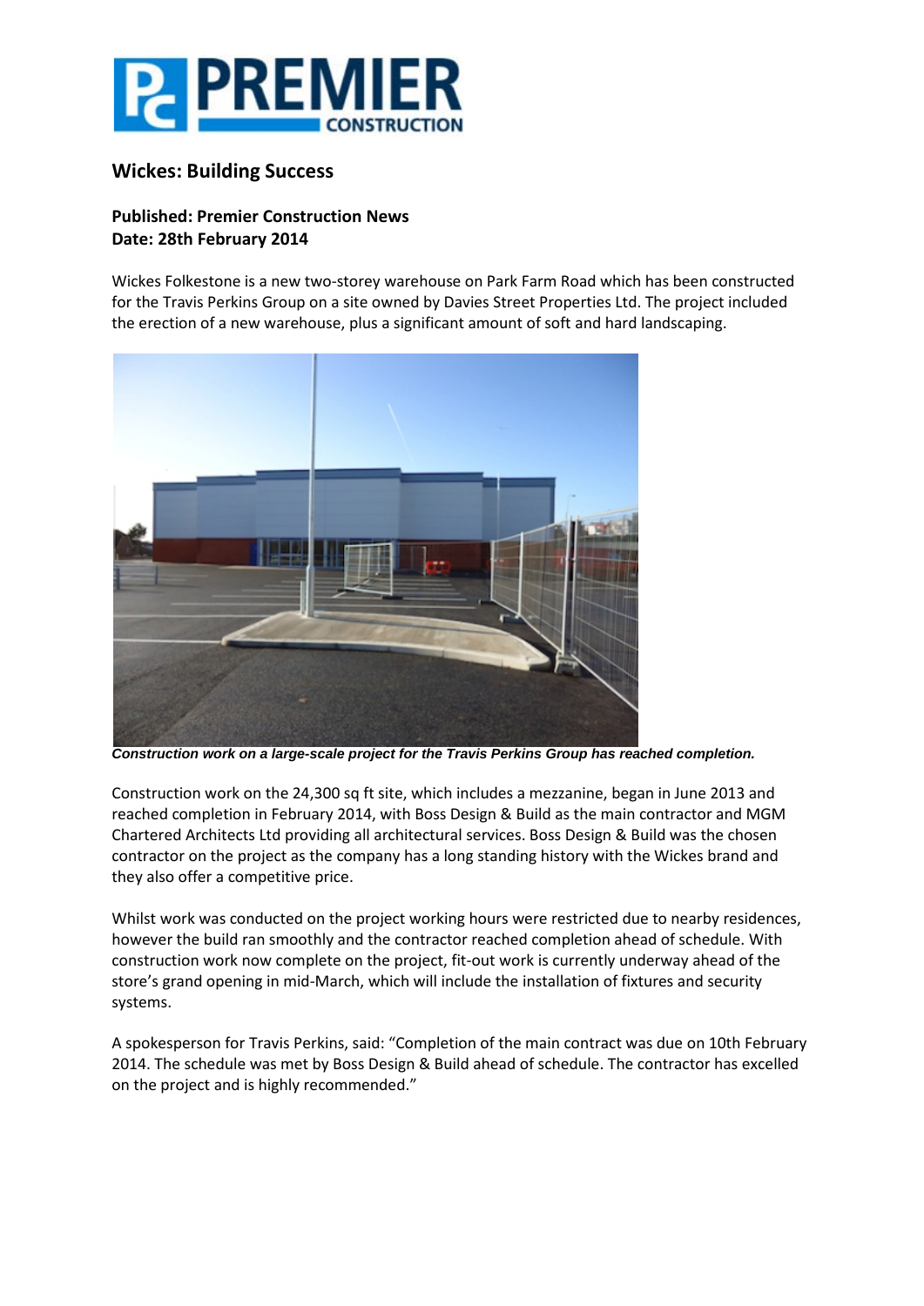# Wickes: Building Success

**Published: Premier Construction News**
**Date: 28th February 2014**

Wickes Folkestone is a new two-storey warehouse on Park Farm Road which has been constructed for the Travis Perkins Group on a site owned by Davies Street Properties Ltd. The project included the erection of a new warehouse, plus a significant amount of soft and hard landscaping.

***Construction work on a large-scale project for the Travis Perkins Group has reached completion.***

Construction work on the 24,300 sq ft site, which includes a mezzanine, began in June 2013 and reached completion in February 2014, with Boss Design & Build as the main contractor and MGM Chartered Architects Ltd providing all architectural services. Boss Design & Build was the chosen contractor on the project as the company has a long standing history with the Wickes brand and they also offer a competitive price.

Whilst work was conducted on the project working hours were restricted due to nearby residences, however the build ran smoothly and the contractor reached completion ahead of schedule. With construction work now complete on the project, fit-out work is currently underway ahead of the store's grand opening in mid-March, which will include the installation of fixtures and security systems.

A spokesperson for Travis Perkins, said: "Completion of the main contract was due on 10th February 2014. The schedule was met by Boss Design & Build ahead of schedule. The contractor has excelled on the project and is highly recommended."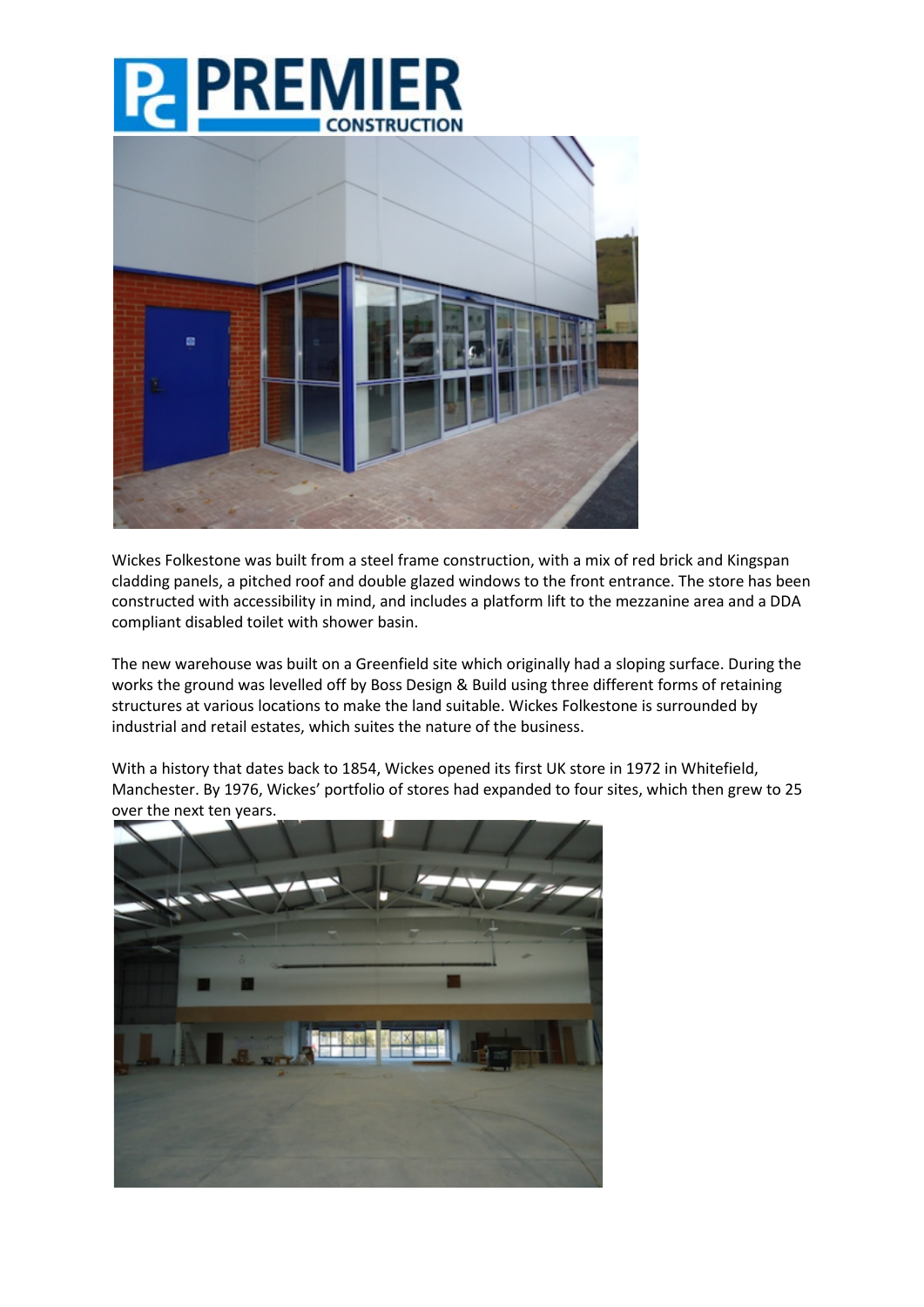Wickes Folkestone was built from a steel frame construction, with a mix of red brick and Kingspan cladding panels, a pitched roof and double glazed windows to the front entrance. The store has been constructed with accessibility in mind, and includes a platform lift to the mezzanine area and a DDA compliant disabled toilet with shower basin.

The new warehouse was built on a Greenfield site which originally had a sloping surface. During the works the ground was levelled off by Boss Design & Build using three different forms of retaining structures at various locations to make the land suitable. Wickes Folkestone is surrounded by industrial and retail estates, which suites the nature of the business.

With a history that dates back to 1854, Wickes opened its first UK store in 1972 in Whitefield, Manchester. By 1976, Wickes' portfolio of stores had expanded to four sites, which then grew to 25 over the next ten years.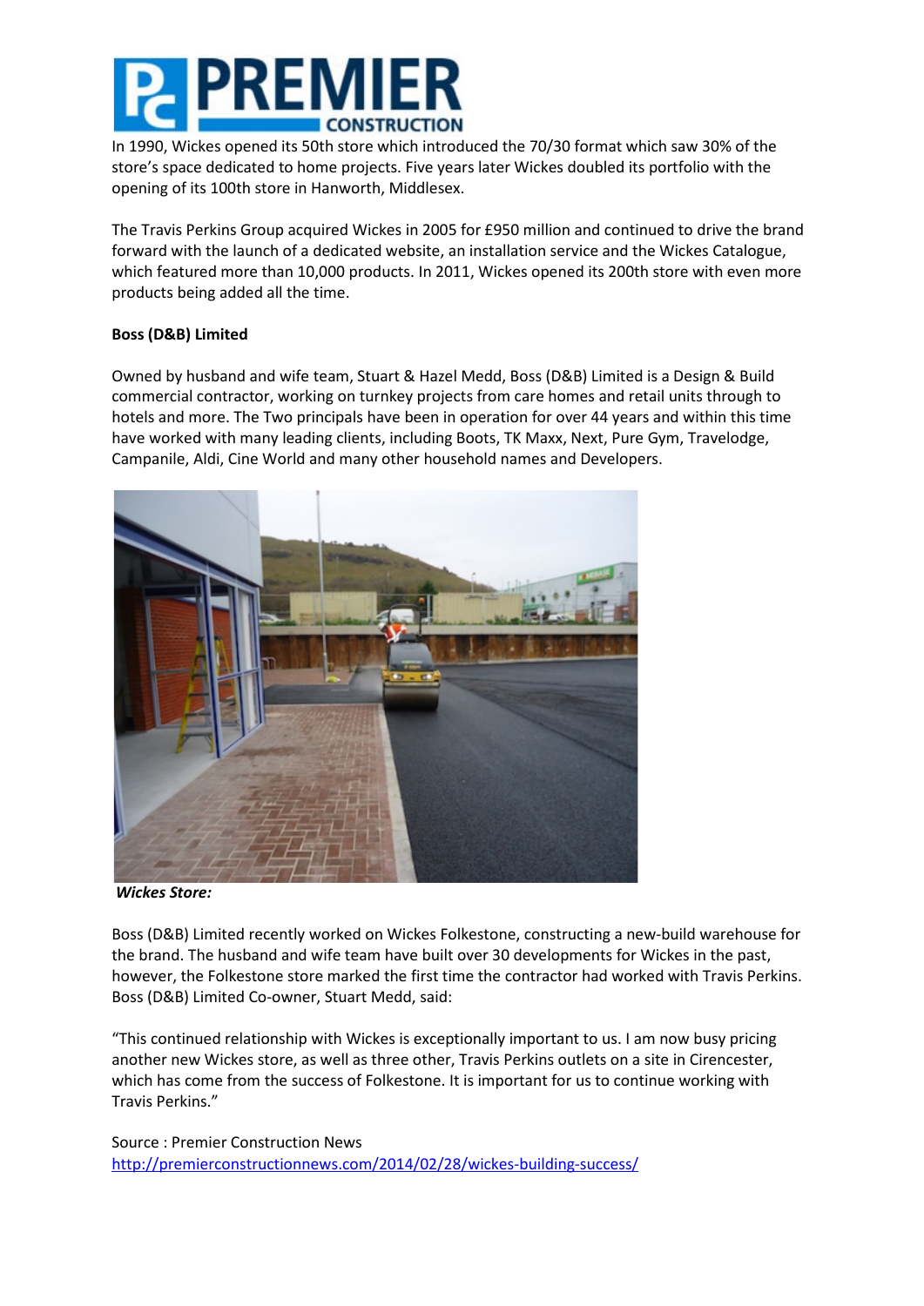In 1990, Wickes opened its 50th store which introduced the 70/30 format which saw 30% of the store's space dedicated to home projects. Five years later Wickes doubled its portfolio with the opening of its 100th store in Hanworth, Middlesex.

The Travis Perkins Group acquired Wickes in 2005 for £950 million and continued to drive the brand forward with the launch of a dedicated website, an installation service and the Wickes Catalogue, which featured more than 10,000 products. In 2011, Wickes opened its 200th store with even more products being added all the time.

**Boss (D&B) Limited**

Owned by husband and wife team, Stuart & Hazel Medd, Boss (D&B) Limited is a Design & Build commercial contractor, working on turnkey projects from care homes and retail units through to hotels and more. The Two principals have been in operation for over 44 years and within this time have worked with many leading clients, including Boots, TK Maxx, Next, Pure Gym, Travelodge, Campanile, Aldi, Cine World and many other household names and Developers.

***Wickes Store:***

Boss (D&B) Limited recently worked on Wickes Folkestone, constructing a new-build warehouse for the brand. The husband and wife team have built over 30 developments for Wickes in the past, however, the Folkestone store marked the first time the contractor had worked with Travis Perkins. Boss (D&B) Limited Co-owner, Stuart Medd, said:

"This continued relationship with Wickes is exceptionally important to us. I am now busy pricing another new Wickes store, as well as three other, Travis Perkins outlets on a site in Cirencester, which has come from the success of Folkestone. It is important for us to continue working with Travis Perkins."

Source : Premier Construction News
http://premierconstructionnews.com/2014/02/28/wickes-building-success/